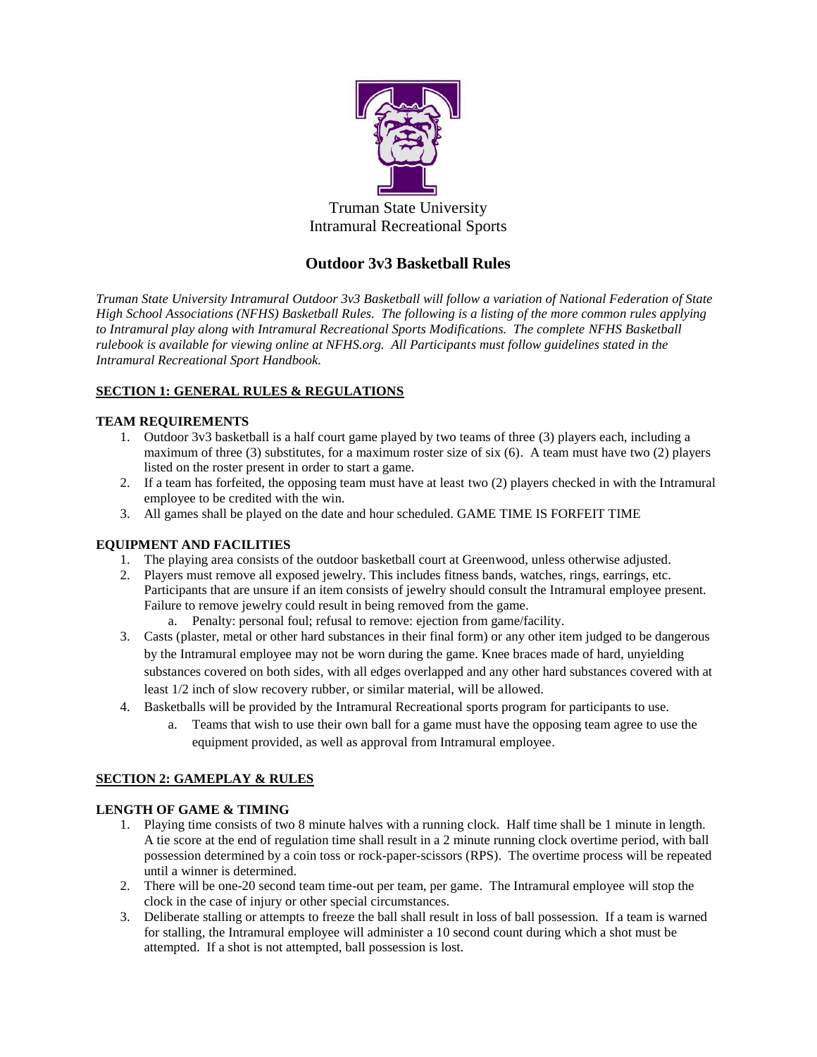Truman State University
Intramural Recreational Sports

# Outdoor 3v3 Basketball Rules

*Truman State University Intramural Outdoor 3v3 Basketball will follow a variation of National Federation of State High School Associations (NFHS) Basketball Rules. The following is a listing of the more common rules applying to Intramural play along with Intramural Recreational Sports Modifications. The complete NFHS Basketball rulebook is available for viewing online at NFHS.org. All Participants must follow guidelines stated in the Intramural Recreational Sport Handbook.*

## SECTION 1: GENERAL RULES & REGULATIONS

### TEAM REQUIREMENTS

1. Outdoor 3v3 basketball is a half court game played by two teams of three (3) players each, including a maximum of three (3) substitutes, for a maximum roster size of six (6). A team must have two (2) players listed on the roster present in order to start a game.
2. If a team has forfeited, the opposing team must have at least two (2) players checked in with the Intramural employee to be credited with the win.
3. All games shall be played on the date and hour scheduled. GAME TIME IS FORFEIT TIME

### EQUIPMENT AND FACILITIES

1. The playing area consists of the outdoor basketball court at Greenwood, unless otherwise adjusted.
2. Players must remove all exposed jewelry. This includes fitness bands, watches, rings, earrings, etc. Participants that are unsure if an item consists of jewelry should consult the Intramural employee present. Failure to remove jewelry could result in being removed from the game.
   a. Penalty: personal foul; refusal to remove: ejection from game/facility.
3. Casts (plaster, metal or other hard substances in their final form) or any other item judged to be dangerous by the Intramural employee may not be worn during the game. Knee braces made of hard, unyielding substances covered on both sides, with all edges overlapped and any other hard substances covered with at least 1/2 inch of slow recovery rubber, or similar material, will be allowed.
4. Basketballs will be provided by the Intramural Recreational sports program for participants to use.
   a. Teams that wish to use their own ball for a game must have the opposing team agree to use the equipment provided, as well as approval from Intramural employee.

## SECTION 2: GAMEPLAY & RULES

### LENGTH OF GAME & TIMING

1. Playing time consists of two 8 minute halves with a running clock. Half time shall be 1 minute in length. A tie score at the end of regulation time shall result in a 2 minute running clock overtime period, with ball possession determined by a coin toss or rock-paper-scissors (RPS). The overtime process will be repeated until a winner is determined.
2. There will be one-20 second team time-out per team, per game. The Intramural employee will stop the clock in the case of injury or other special circumstances.
3. Deliberate stalling or attempts to freeze the ball shall result in loss of ball possession. If a team is warned for stalling, the Intramural employee will administer a 10 second count during which a shot must be attempted. If a shot is not attempted, ball possession is lost.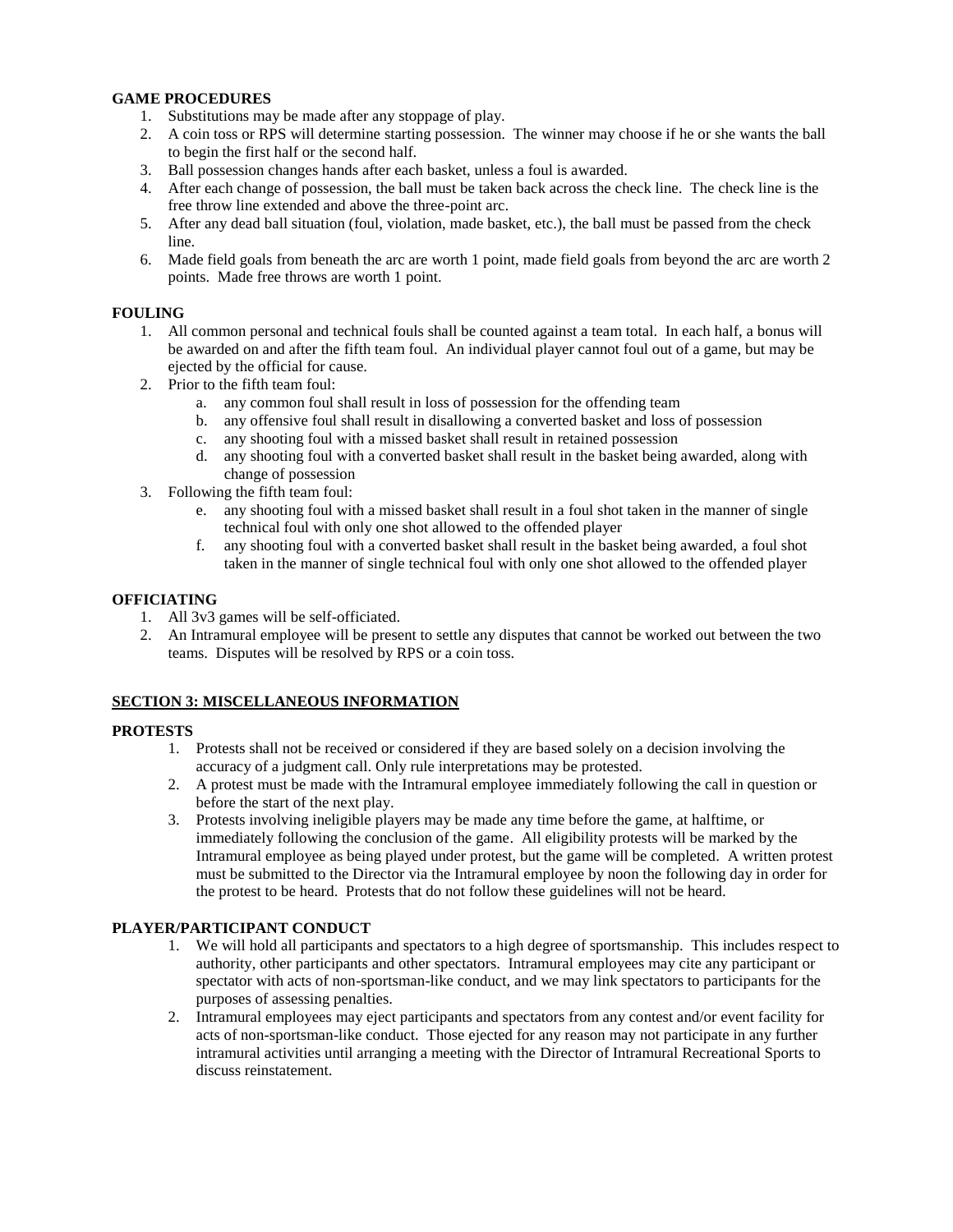**GAME PROCEDURES**

1. Substitutions may be made after any stoppage of play.
2. A coin toss or RPS will determine starting possession. The winner may choose if he or she wants the ball to begin the first half or the second half.
3. Ball possession changes hands after each basket, unless a foul is awarded.
4. After each change of possession, the ball must be taken back across the check line. The check line is the free throw line extended and above the three-point arc.
5. After any dead ball situation (foul, violation, made basket, etc.), the ball must be passed from the check line.
6. Made field goals from beneath the arc are worth 1 point, made field goals from beyond the arc are worth 2 points. Made free throws are worth 1 point.

**FOULING**

1. All common personal and technical fouls shall be counted against a team total. In each half, a bonus will be awarded on and after the fifth team foul. An individual player cannot foul out of a game, but may be ejected by the official for cause.
2. Prior to the fifth team foul:
   a. any common foul shall result in loss of possession for the offending team
   b. any offensive foul shall result in disallowing a converted basket and loss of possession
   c. any shooting foul with a missed basket shall result in retained possession
   d. any shooting foul with a converted basket shall result in the basket being awarded, along with change of possession
3. Following the fifth team foul:
   e. any shooting foul with a missed basket shall result in a foul shot taken in the manner of single technical foul with only one shot allowed to the offended player
   f. any shooting foul with a converted basket shall result in the basket being awarded, a foul shot taken in the manner of single technical foul with only one shot allowed to the offended player

**OFFICIATING**

1. All 3v3 games will be self-officiated.
2. An Intramural employee will be present to settle any disputes that cannot be worked out between the two teams. Disputes will be resolved by RPS or a coin toss.

## SECTION 3: MISCELLANEOUS INFORMATION

**PROTESTS**

1. Protests shall not be received or considered if they are based solely on a decision involving the accuracy of a judgment call. Only rule interpretations may be protested.
2. A protest must be made with the Intramural employee immediately following the call in question or before the start of the next play.
3. Protests involving ineligible players may be made any time before the game, at halftime, or immediately following the conclusion of the game. All eligibility protests will be marked by the Intramural employee as being played under protest, but the game will be completed. A written protest must be submitted to the Director via the Intramural employee by noon the following day in order for the protest to be heard. Protests that do not follow these guidelines will not be heard.

**PLAYER/PARTICIPANT CONDUCT**

1. We will hold all participants and spectators to a high degree of sportsmanship. This includes respect to authority, other participants and other spectators. Intramural employees may cite any participant or spectator with acts of non-sportsman-like conduct, and we may link spectators to participants for the purposes of assessing penalties.
2. Intramural employees may eject participants and spectators from any contest and/or event facility for acts of non-sportsman-like conduct. Those ejected for any reason may not participate in any further intramural activities until arranging a meeting with the Director of Intramural Recreational Sports to discuss reinstatement.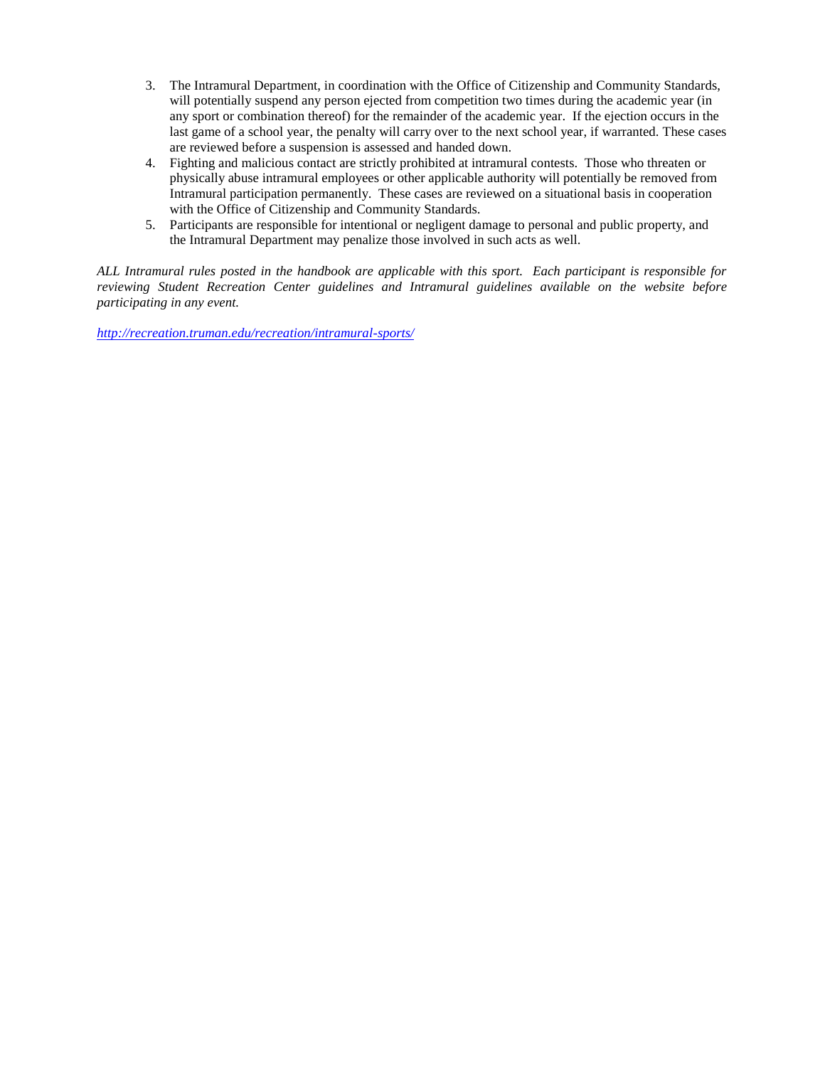3. The Intramural Department, in coordination with the Office of Citizenship and Community Standards, will potentially suspend any person ejected from competition two times during the academic year (in any sport or combination thereof) for the remainder of the academic year. If the ejection occurs in the last game of a school year, the penalty will carry over to the next school year, if warranted. These cases are reviewed before a suspension is assessed and handed down.
4. Fighting and malicious contact are strictly prohibited at intramural contests. Those who threaten or physically abuse intramural employees or other applicable authority will potentially be removed from Intramural participation permanently. These cases are reviewed on a situational basis in cooperation with the Office of Citizenship and Community Standards.
5. Participants are responsible for intentional or negligent damage to personal and public property, and the Intramural Department may penalize those involved in such acts as well.

*ALL Intramural rules posted in the handbook are applicable with this sport. Each participant is responsible for reviewing Student Recreation Center guidelines and Intramural guidelines available on the website before participating in any event.*

*[http://recreation.truman.edu/recreation/intramural-sports/](http://recreation.truman.edu/recreation/intramural-sports/)*